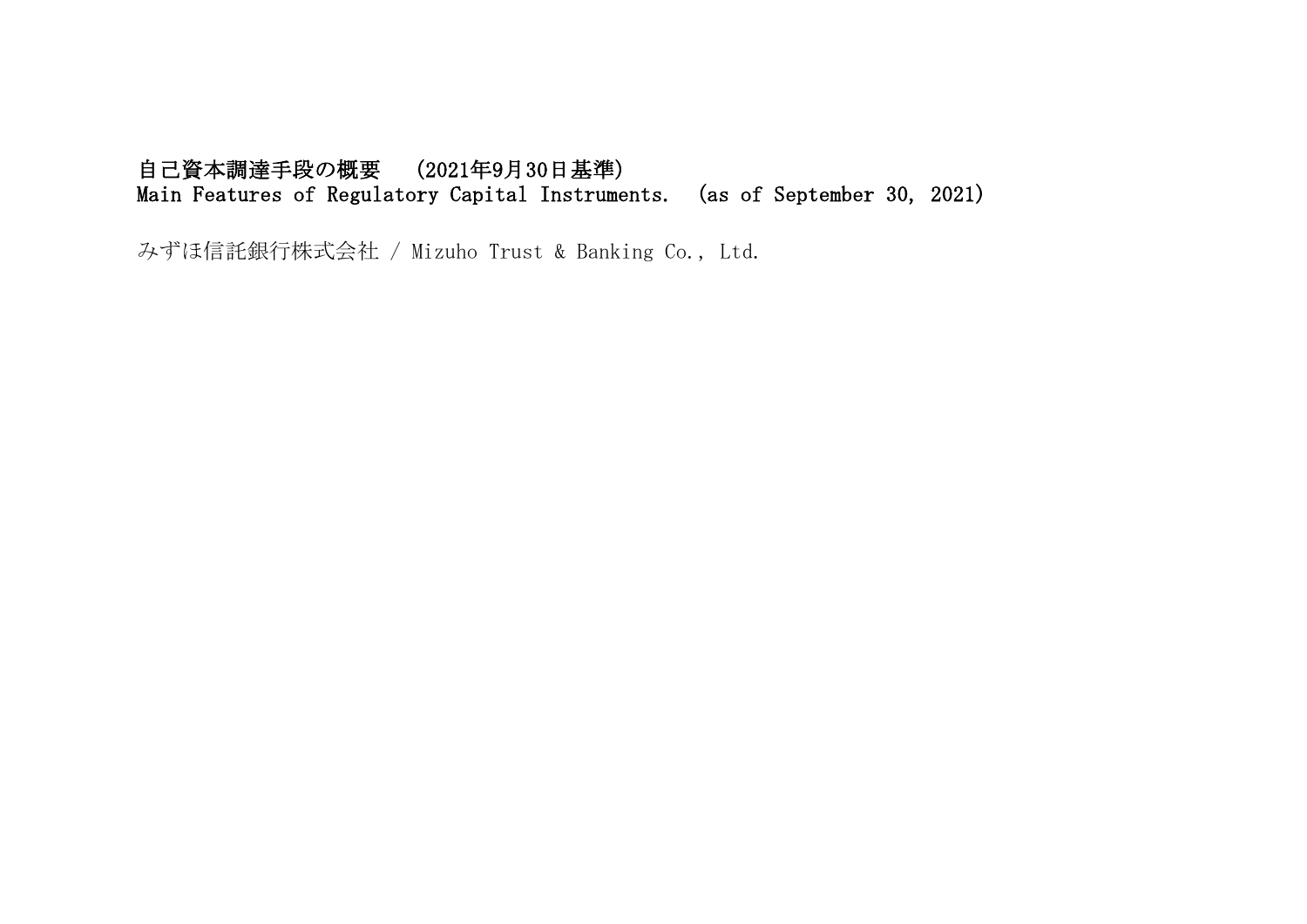# 自己資本調達手段の概要　(2021年9月30日基準)
# Main Features of Regulatory Capital Instruments.　(as of September 30, 2021)

みずほ信託銀行株式会社 / Mizuho Trust & Banking Co., Ltd.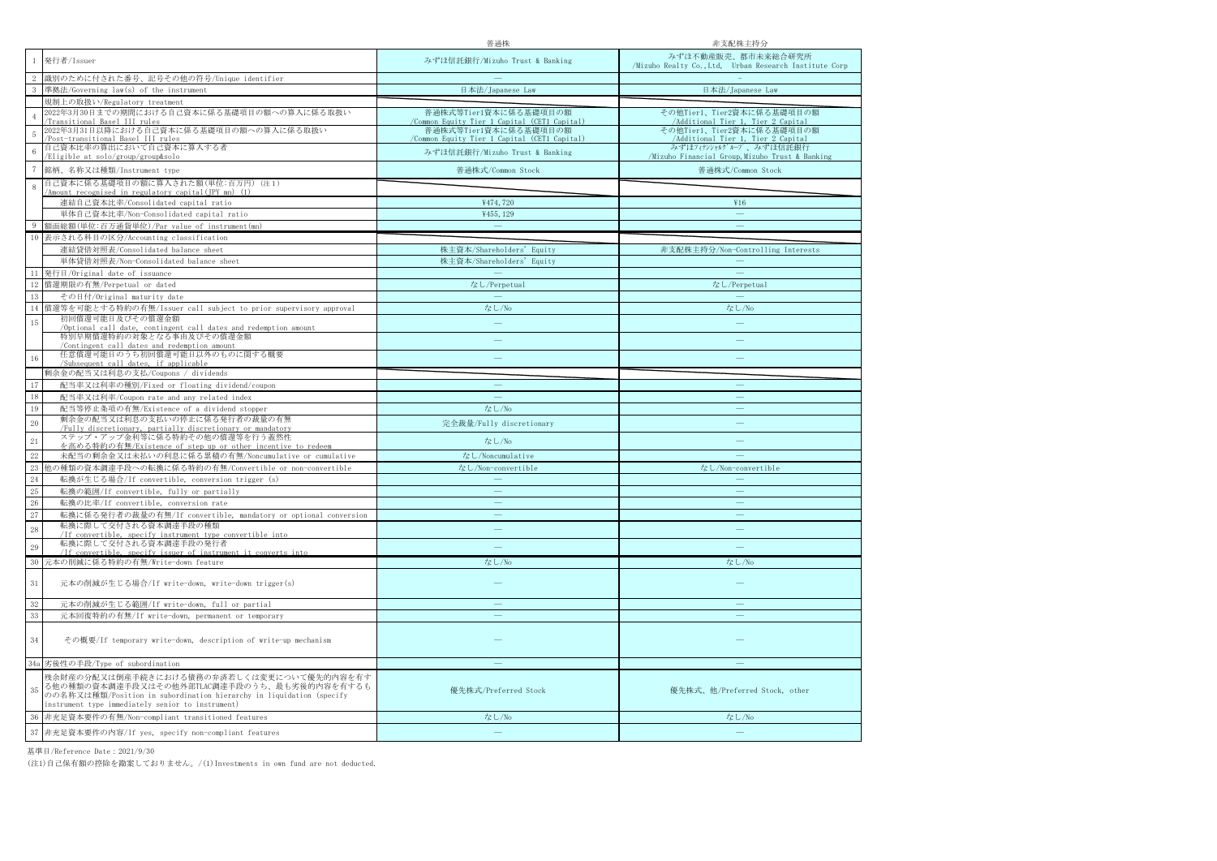| | | 普通株 | 非支配株主持分 |
|---|---|---|---|
| 1 | 発行者/Issuer | みずほ信託銀行/Mizuho Trust & Banking | みずほ不動産販売、都市未来総合研究所 /Mizuho Realty Co.,Ltd, Urban Research Institute Corp |
| 2 | 識別のために付された番号、記号その他の符号/Unique identifier | — | - |
| 3 | 準拠法/Governing law(s) of the instrument | 日本法/Japanese Law | 日本法/Japanese Law |
| | 規制上の取扱い/Regulatory treatment | | |
| 4 | 2022年3月30日までの期間における自己資本に係る基礎項目の額への算入に係る取扱い /Transitional Basel III rules | 普通株式等Tier1資本に係る基礎項目の額 /Common Equity Tier 1 Capital (CET1 Capital) | その他Tier1、Tier2資本に係る基礎項目の額 /Additional Tier 1, Tier 2 Capital |
| 5 | 2022年3月31日以降における自己資本に係る基礎項目の額への算入に係る取扱い /Post-transitional Basel III rules | 普通株式等Tier1資本に係る基礎項目の額 /Common Equity Tier 1 Capital (CET1 Capital) | その他Tier1、Tier2資本に係る基礎項目の額 /Additional Tier 1, Tier 2 Capital |
| 6 | 自己資本比率の算出において自己資本に算入する者 /Eligible at solo/group/group&solo | みずほ信託銀行/Mizuho Trust & Banking | みずほﾌｨﾅﾝｼｬﾙｸﾞﾙｰﾌﾟ、みずほ信託銀行 /Mizuho Financial Group,Mizuho Trust & Banking |
| 7 | 銘柄、名称又は種類/Instrument type | 普通株式/Common Stock | 普通株式/Common Stock |
| 8 | 自己資本に係る基礎項目の額に算入された額(単位:百万円) (注1) /Amount recognised in regulatory capital(JPY mn) (1) | | |
| | 連結自己資本比率/Consolidated capital ratio | ¥474,720 | ¥16 |
| | 単体自己資本比率/Non-Consolidated capital ratio | ¥455,129 | — |
| 9 | 額面総額(単位:百万通貨単位)/Par value of instrument(mn) | — | — |
| 10 | 表示される科目の区分/Accounting classification | | |
| | 連結貸借対照表/Consolidated balance sheet | 株主資本/Shareholders' Equity | 非支配株主持分/Non-Controlling Interests |
| | 単体貸借対照表/Non-Consolidated balance sheet | 株主資本/Shareholders' Equity | — |
| 11 | 発行日/Original date of issuance | — | — |
| 12 | 償還期限の有無/Perpetual or dated | なし/Perpetual | なし/Perpetual |
| 13 | その日付/Original maturity date | — | — |
| 14 | 償還等を可能とする特約の有無/Issuer call subject to prior supervisory approval | なし/No | なし/No |
| 15 | 初回償還可能日及びその償還金額 /Optional call date, contingent call dates and redemption amount | — | — |
| | 特別早期償還特約の対象となる事由及びその償還金額 /Contingent call dates and redemption amount | — | — |
| 16 | 任意償還可能日のうち初回償還可能日以外のものに関する概要 /Subsequent call dates, if applicable | — | — |
| | 剰余金の配当又は利息の支払/Coupons / dividends | | |
| 17 | 配当率又は利率の種別/Fixed or floating dividend/coupon | — | — |
| 18 | 配当率又は利率/Coupon rate and any related index | — | — |
| 19 | 配当等停止条項の有無/Existence of a dividend stopper | なし/No | — |
| 20 | 剰余金の配当又は利息の支払の停止に係る発行者の裁量の有無 /Fully discretionary, partially discretionary or mandatory | 完全裁量/Fully discretionary | — |
| 21 | ステップ・アップ金利等に係る特約その他の償還等を行う蓋然性を高める特約の有無/Existence of step up or other incentive to redeem | なし/No | — |
| 22 | 未配当の剰余金又は未払いの利息に係る累積の有無/Noncumulative or cumulative | なし/Noncumulative | — |
| 23 | 他の種類の資本調達手段への転換に係る特約の有無/Convertible or non-convertible | なし/Non-convertible | なし/Non-convertible |
| 24 | 転換が生じる場合/If convertible, conversion trigger (s) | — | — |
| 25 | 転換の範囲/If convertible, fully or partially | — | — |
| 26 | 転換の比率/If convertible, conversion rate | — | — |
| 27 | 転換に係る発行者の裁量の有無/If convertible, mandatory or optional conversion | — | — |
| 28 | 転換に際して交付される資本調達手段の種類 /If convertible, specify instrument type convertible into | — | — |
| 29 | 転換に際して交付される資本調達手段の発行者 /If convertible, specify issuer of instrument it converts into | — | — |
| 30 | 元本の削減に係る特約の有無/Write-down feature | なし/No | なし/No |
| 31 | 元本の削減が生じる場合/If write-down, write-down trigger(s) | — | — |
| 32 | 元本の削減が生じる範囲/If write-down, full or partial | — | — |
| 33 | 元本回復特約の有無/If write-down, permanent or temporary | — | — |
| 34 | その概要/If temporary write-down, description of write-up mechanism | — | — |
| 34a | 劣後性の手段/Type of subordination | — | — |
| 35 | 残余財産の分配又は倒産手続きにおける債務の弁済若しくは変更について優先的内容を有する他の種類の資本調達手段又はその他外部TLAC調達手段のうち、最も劣後的内容を有するものの名称又は種類/Position in subordination hierarchy in liquidation (specify instrument type immediately senior to instrument) | 優先株式/Preferred Stock | 優先株式、他/Preferred Stock, other |
| 36 | 非充足資本要件の有無/Non-compliant transitioned features | なし/No | なし/No |
| 37 | 非充足資本要件の内容/If yes, specify non-compliant features | — | — |

基準日/Reference Date : 2021/9/30

(注1)自己保有額の控除を勘案しておりません。/(1)Investments in own fund are not deducted.